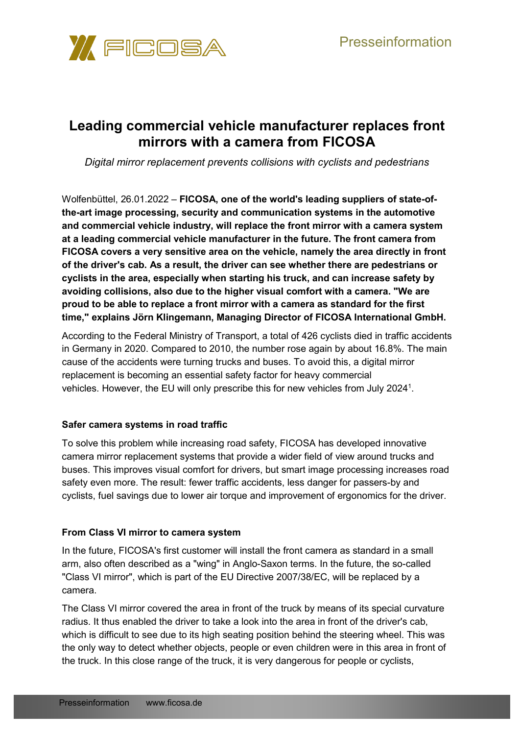# Leading commercial vehicle manufacturer replaces front mirrors with a camera from FICOSA

*Digital mirror replacement prevents collisions with cyclists and pedestrians*

Wolfenbüttel, 26.01.2022 – **FICOSA, one of the world's leading suppliers of state-of-the-art image processing, security and communication systems in the automotive and commercial vehicle industry, will replace the front mirror with a camera system at a leading commercial vehicle manufacturer in the future. The front camera from FICOSA covers a very sensitive area on the vehicle, namely the area directly in front of the driver's cab. As a result, the driver can see whether there are pedestrians or cyclists in the area, especially when starting his truck, and can increase safety by avoiding collisions, also due to the higher visual comfort with a camera. "We are proud to be able to replace a front mirror with a camera as standard for the first time," explains Jörn Klingemann, Managing Director of FICOSA International GmbH.**

According to the Federal Ministry of Transport, a total of 426 cyclists died in traffic accidents in Germany in 2020. Compared to 2010, the number rose again by about 16.8%. The main cause of the accidents were turning trucks and buses. To avoid this, a digital mirror replacement is becoming an essential safety factor for heavy commercial vehicles. However, the EU will only prescribe this for new vehicles from July 2024[1].

### Safer camera systems in road traffic

To solve this problem while increasing road safety, FICOSA has developed innovative camera mirror replacement systems that provide a wider field of view around trucks and buses. This improves visual comfort for drivers, but smart image processing increases road safety even more. The result: fewer traffic accidents, less danger for passers-by and cyclists, fuel savings due to lower air torque and improvement of ergonomics for the driver.

### From Class VI mirror to camera system

In the future, FICOSA's first customer will install the front camera as standard in a small arm, also often described as a "wing" in Anglo-Saxon terms. In the future, the so-called "Class VI mirror", which is part of the EU Directive 2007/38/EC, will be replaced by a camera.

The Class VI mirror covered the area in front of the truck by means of its special curvature radius. It thus enabled the driver to take a look into the area in front of the driver's cab, which is difficult to see due to its high seating position behind the steering wheel. This was the only way to detect whether objects, people or even children were in this area in front of the truck. In this close range of the truck, it is very dangerous for people or cyclists,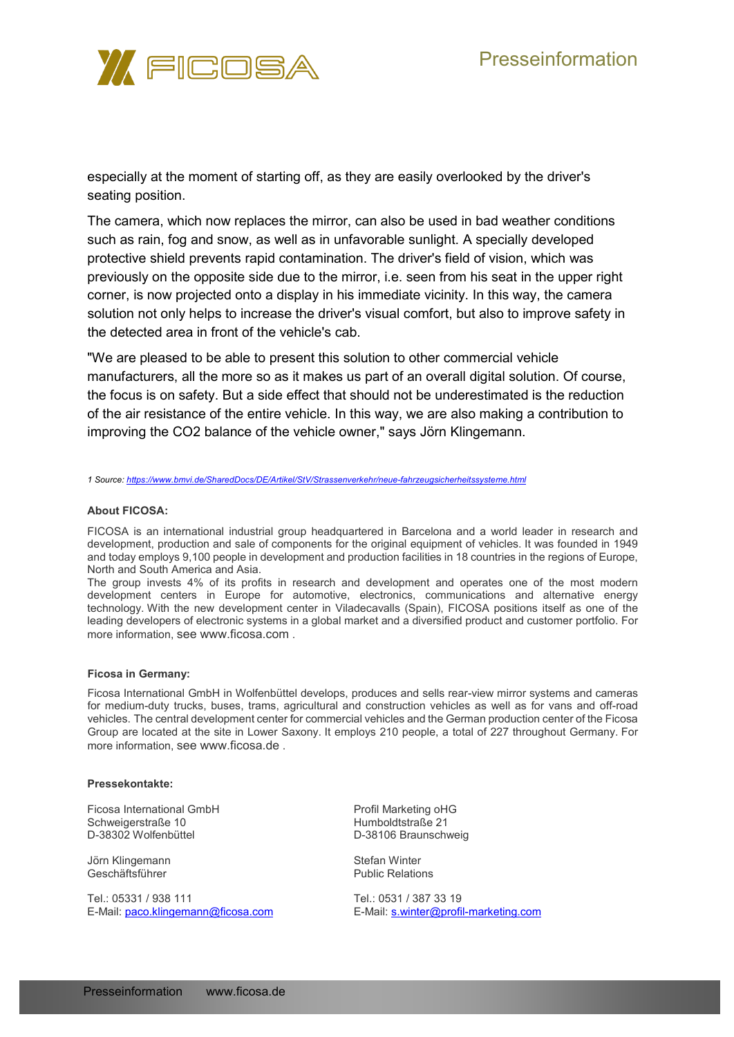especially at the moment of starting off, as they are easily overlooked by the driver's seating position.

The camera, which now replaces the mirror, can also be used in bad weather conditions such as rain, fog and snow, as well as in unfavorable sunlight. A specially developed protective shield prevents rapid contamination. The driver's field of vision, which was previously on the opposite side due to the mirror, i.e. seen from his seat in the upper right corner, is now projected onto a display in his immediate vicinity. In this way, the camera solution not only helps to increase the driver's visual comfort, but also to improve safety in the detected area in front of the vehicle's cab.

"We are pleased to be able to present this solution to other commercial vehicle manufacturers, all the more so as it makes us part of an overall digital solution. Of course, the focus is on safety. But a side effect that should not be underestimated is the reduction of the air resistance of the entire vehicle. In this way, we are also making a contribution to improving the CO2 balance of the vehicle owner," says Jörn Klingemann.

*1 Source: https://www.bmvi.de/SharedDocs/DE/Artikel/StV/Strassenverkehr/neue-fahrzeugsicherheitssysteme.html*

**About FICOSA:**

FICOSA is an international industrial group headquartered in Barcelona and a world leader in research and development, production and sale of components for the original equipment of vehicles. It was founded in 1949 and today employs 9,100 people in development and production facilities in 18 countries in the regions of Europe, North and South America and Asia.
The group invests 4% of its profits in research and development and operates one of the most modern development centers in Europe for automotive, electronics, communications and alternative energy technology. With the new development center in Viladecavalls (Spain), FICOSA positions itself as one of the leading developers of electronic systems in a global market and a diversified product and customer portfolio. For more information, see www.ficosa.com .

**Ficosa in Germany:**

Ficosa International GmbH in Wolfenbüttel develops, produces and sells rear-view mirror systems and cameras for medium-duty trucks, buses, trams, agricultural and construction vehicles as well as for vans and off-road vehicles. The central development center for commercial vehicles and the German production center of the Ficosa Group are located at the site in Lower Saxony. It employs 210 people, a total of 227 throughout Germany. For more information, see www.ficosa.de .

**Pressekontakte:**

Ficosa International GmbH
Schweigerstraße 10
D-38302 Wolfenbüttel

Jörn Klingemann
Geschäftsführer

Tel.: 05331 / 938 111
E-Mail: paco.klingemann@ficosa.com

Profil Marketing oHG
Humboldtstraße 21
D-38106 Braunschweig

Stefan Winter
Public Relations

Tel.: 0531 / 387 33 19
E-Mail: s.winter@profil-marketing.com